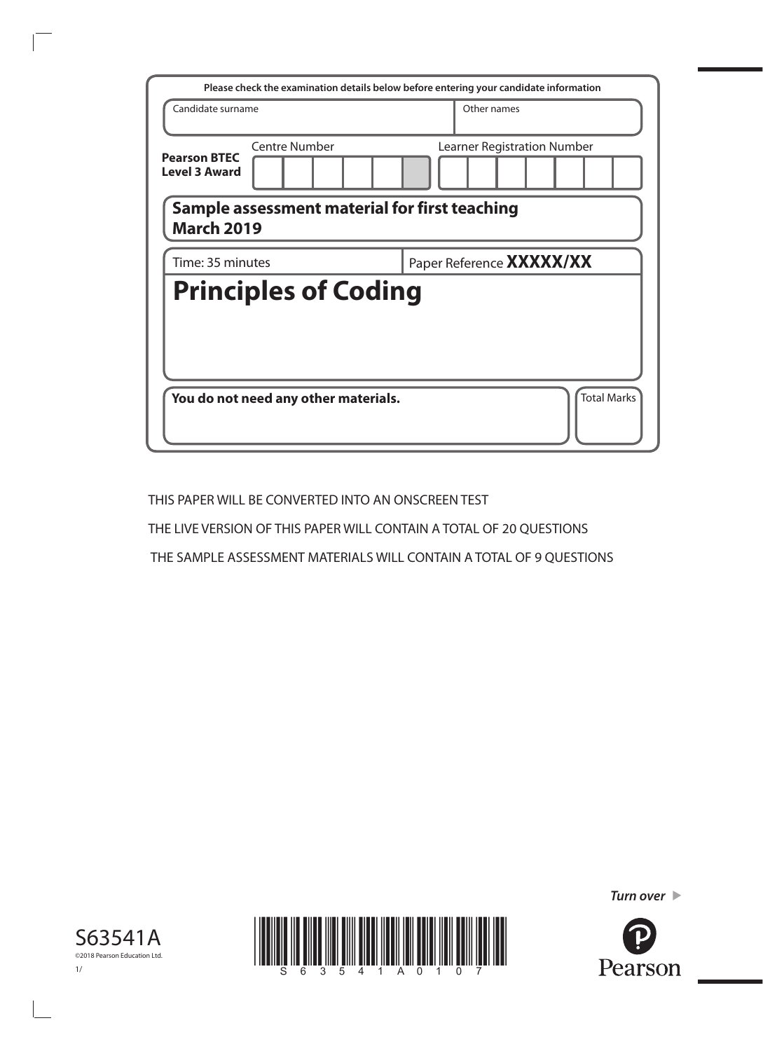Please check the examination details below before entering your candidate information

| Candidate surname | Other names |
|---|---|
| | |

**Pearson BTEC Level 3 Award**

| Centre Number | Learner Registration Number |
|---|---|
| | |

**Sample assessment material for first teaching March 2019**

| Time: 35 minutes | Paper Reference **XXXXX/XX** |
|---|---|

# Principles of Coding

**You do not need any other materials.**

| Total Marks |
|---|
| |

THIS PAPER WILL BE CONVERTED INTO AN ONSCREEN TEST

THE LIVE VERSION OF THIS PAPER WILL CONTAIN A TOTAL OF 20 QUESTIONS

THE SAMPLE ASSESSMENT MATERIALS WILL CONTAIN A TOTAL OF 9 QUESTIONS

S63541A

©2018 Pearson Education Ltd.

1/

S 6 3 5 4 1 A 0 1 0 7

*Turn over* ▶

Pearson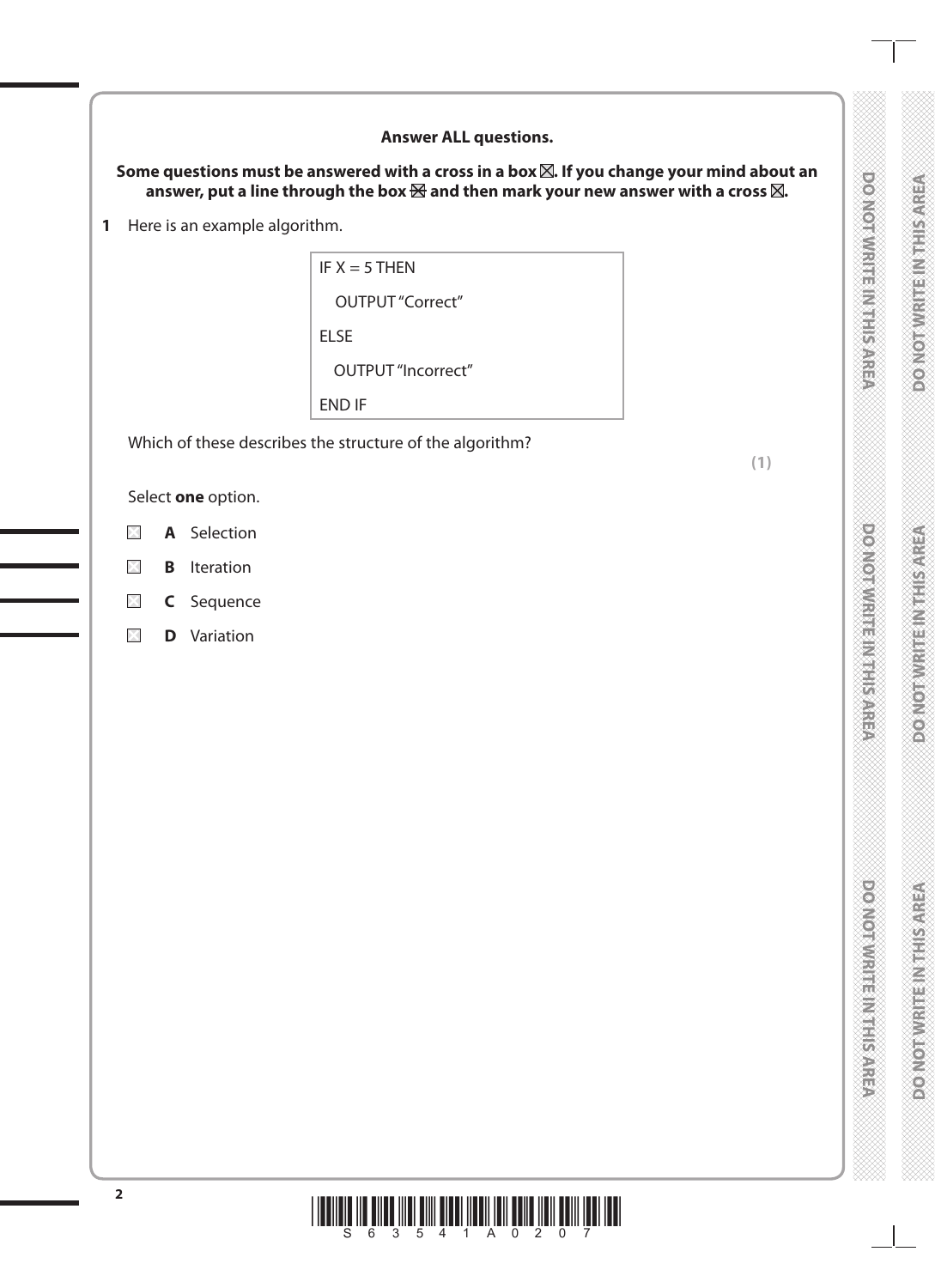**Answer ALL questions.**

**Some questions must be answered with a cross in a box ☒. If you change your mind about an answer, put a line through the box ☒ and then mark your new answer with a cross ☒.**

**1** Here is an example algorithm.

```
IF X = 5 THEN
   OUTPUT "Correct"
ELSE
   OUTPUT "Incorrect"
END IF
```

Which of these describes the structure of the algorithm?

**(1)**

Select **one** option.

☐ **A** Selection

☐ **B** Iteration

☐ **C** Sequence

☐ **D** Variation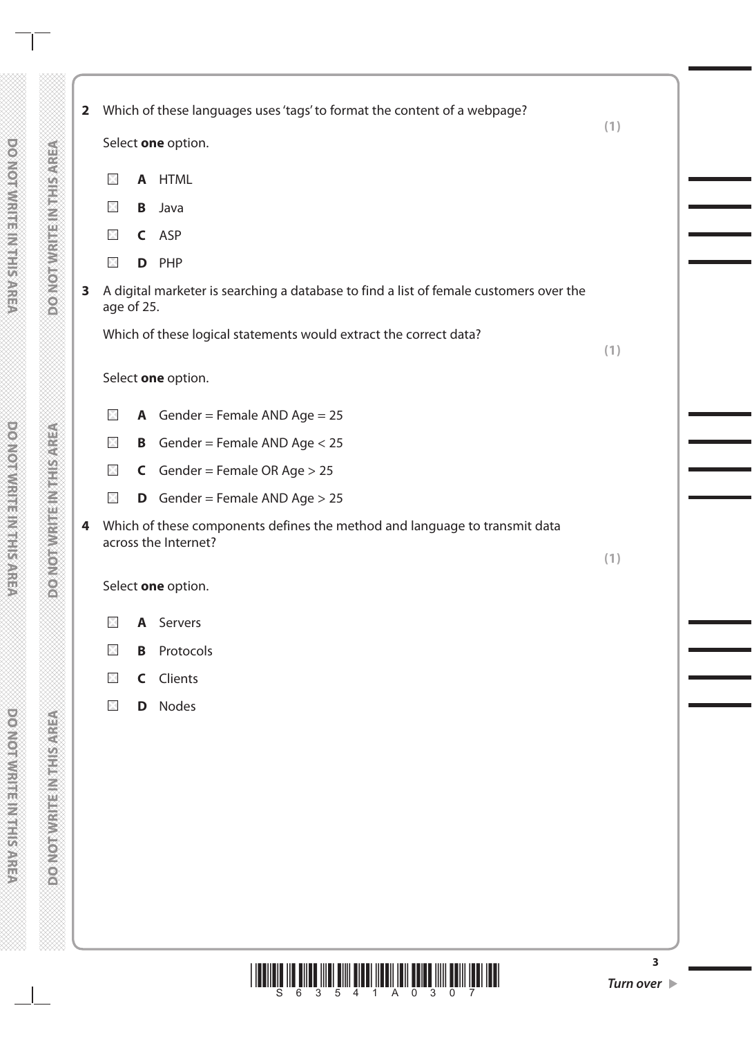**2** Which of these languages uses 'tags' to format the content of a webpage? **(1)**

Select **one** option.

- ☒ **A** HTML
- ☒ **B** Java
- ☒ **C** ASP
- ☒ **D** PHP

**3** A digital marketer is searching a database to find a list of female customers over the age of 25.

Which of these logical statements would extract the correct data? **(1)**

Select **one** option.

- ☒ **A** Gender = Female AND Age = 25
- ☒ **B** Gender = Female AND Age < 25
- ☒ **C** Gender = Female OR Age > 25
- ☒ **D** Gender = Female AND Age > 25

**4** Which of these components defines the method and language to transmit data across the Internet? **(1)**

Select **one** option.

- ☒ **A** Servers
- ☒ **B** Protocols
- ☒ **C** Clients
- ☒ **D** Nodes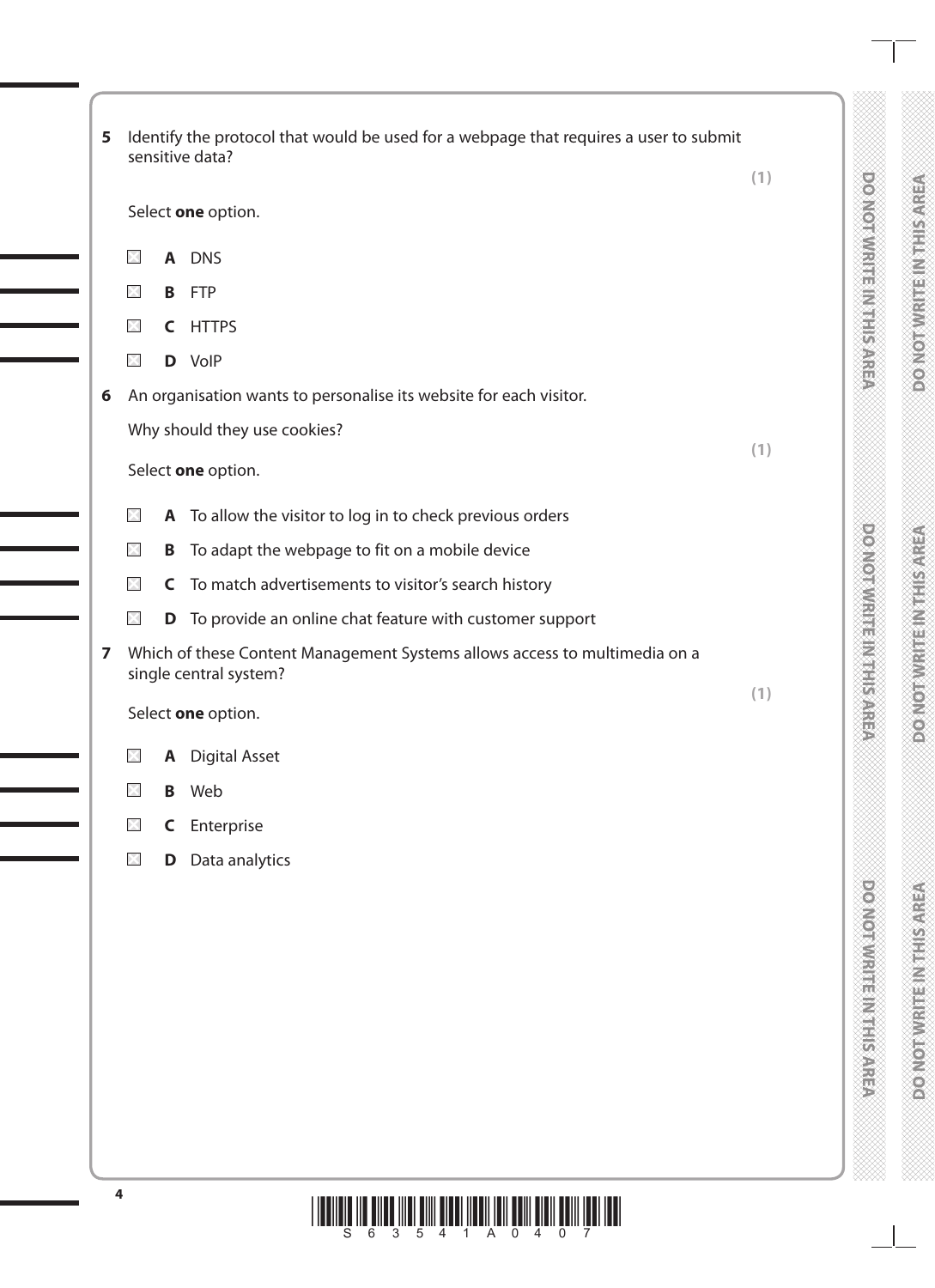**5** Identify the protocol that would be used for a webpage that requires a user to submit sensitive data?

**(1)**

Select **one** option.

- ☐ **A** DNS
- ☐ **B** FTP
- ☐ **C** HTTPS
- ☐ **D** VoIP

**6** An organisation wants to personalise its website for each visitor.

Why should they use cookies?

**(1)**

Select **one** option.

- ☐ **A** To allow the visitor to log in to check previous orders
- ☐ **B** To adapt the webpage to fit on a mobile device
- ☐ **C** To match advertisements to visitor's search history
- ☐ **D** To provide an online chat feature with customer support

**7** Which of these Content Management Systems allows access to multimedia on a single central system?

**(1)**

Select **one** option.

- ☐ **A** Digital Asset
- ☐ **B** Web
- ☐ **C** Enterprise
- ☐ **D** Data analytics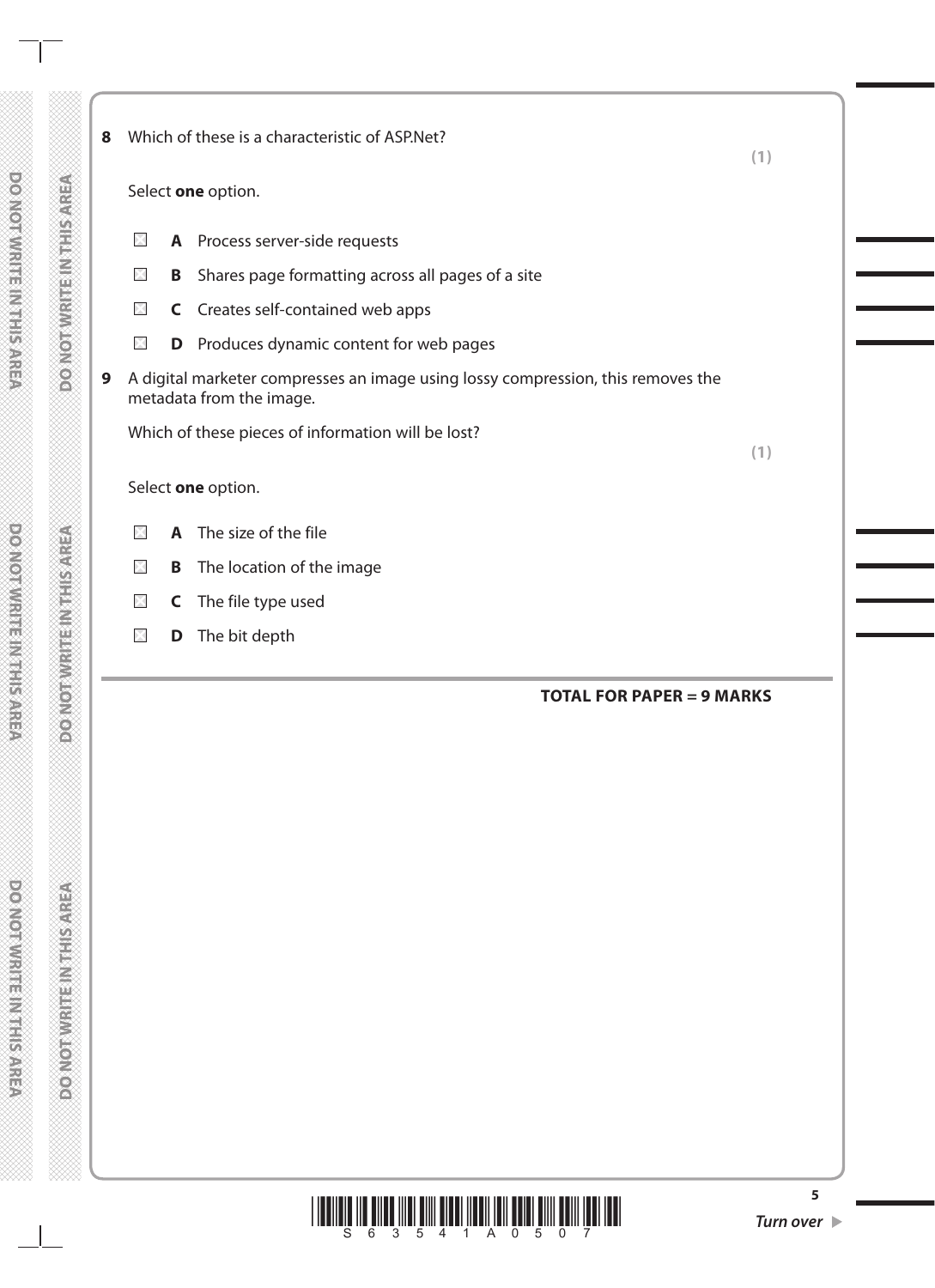**8** Which of these is a characteristic of ASP.Net?

**(1)**

Select **one** option.

- ☒ **A** Process server-side requests
- ☒ **B** Shares page formatting across all pages of a site
- ☒ **C** Creates self-contained web apps
- ☒ **D** Produces dynamic content for web pages

**9** A digital marketer compresses an image using lossy compression, this removes the metadata from the image.

Which of these pieces of information will be lost?

**(1)**

Select **one** option.

- ☒ **A** The size of the file
- ☒ **B** The location of the image
- ☒ **C** The file type used
- ☒ **D** The bit depth

**TOTAL FOR PAPER = 9 MARKS**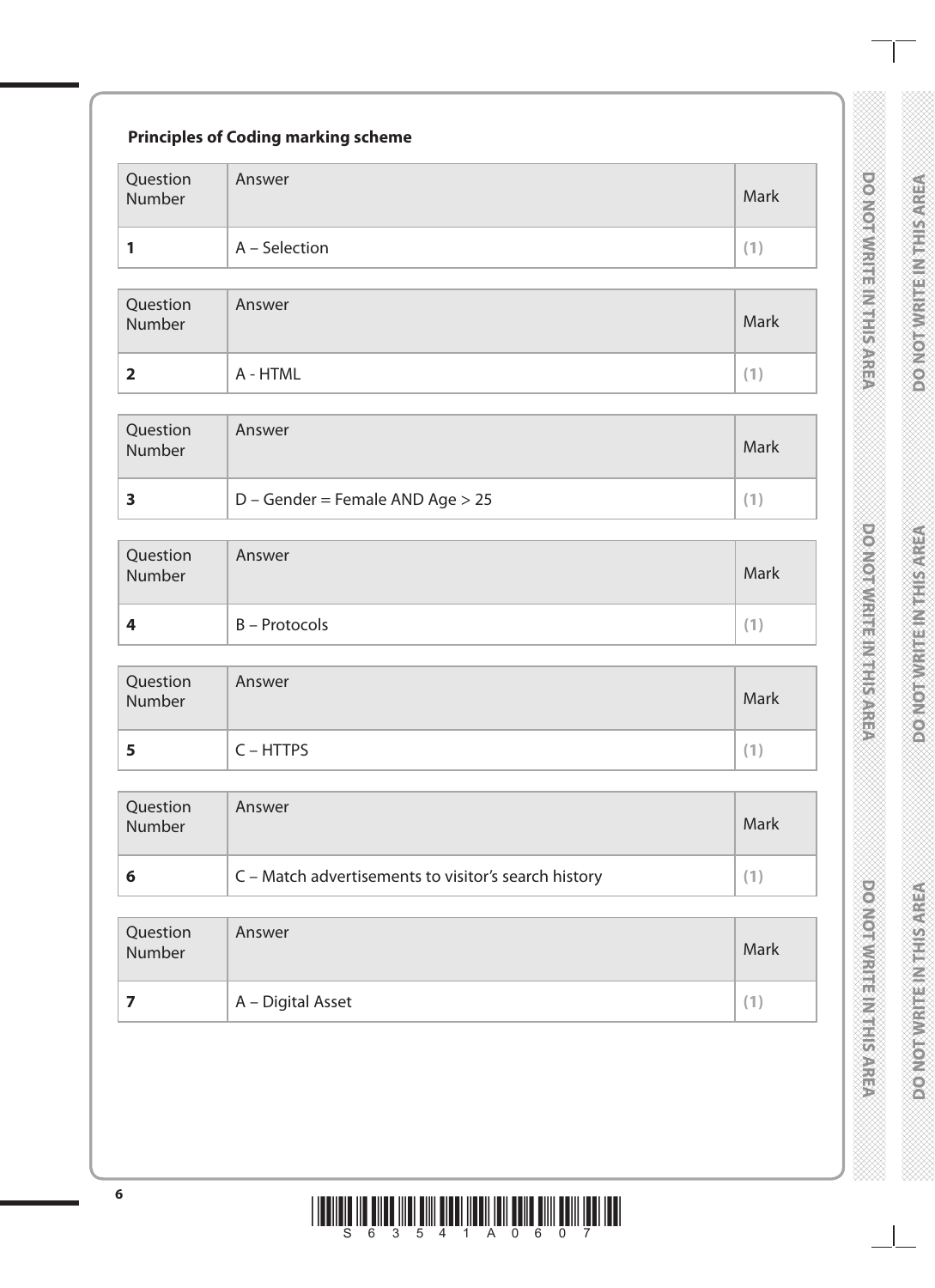**Principles of Coding marking scheme**

| Question Number | Answer | Mark |
|---|---|---|
| 1 | A – Selection | (1) |

| Question Number | Answer | Mark |
|---|---|---|
| 2 | A - HTML | (1) |

| Question Number | Answer | Mark |
|---|---|---|
| 3 | D – Gender = Female AND Age > 25 | (1) |

| Question Number | Answer | Mark |
|---|---|---|
| 4 | B – Protocols | (1) |

| Question Number | Answer | Mark |
|---|---|---|
| 5 | C – HTTPS | (1) |

| Question Number | Answer | Mark |
|---|---|---|
| 6 | C – Match advertisements to visitor's search history | (1) |

| Question Number | Answer | Mark |
|---|---|---|
| 7 | A – Digital Asset | (1) |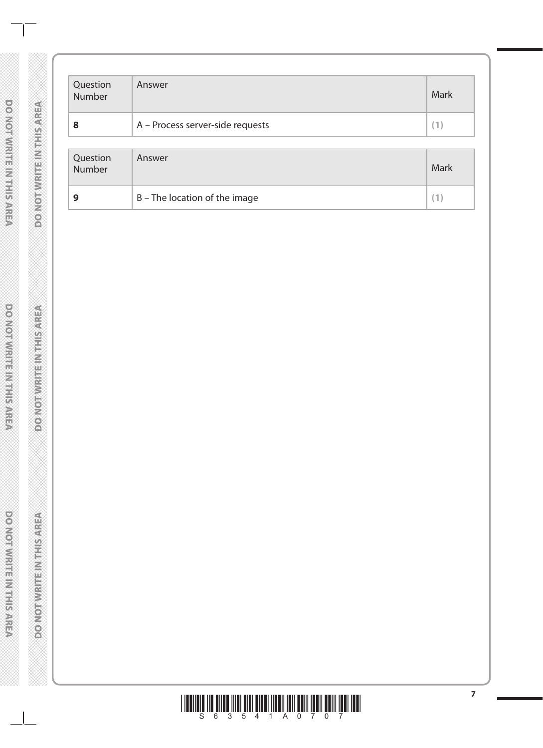| Question Number | Answer | Mark |
|---|---|---|
| **8** | A – Process server-side requests | (1) |

| Question Number | Answer | Mark |
|---|---|---|
| **9** | B – The location of the image | (1) |